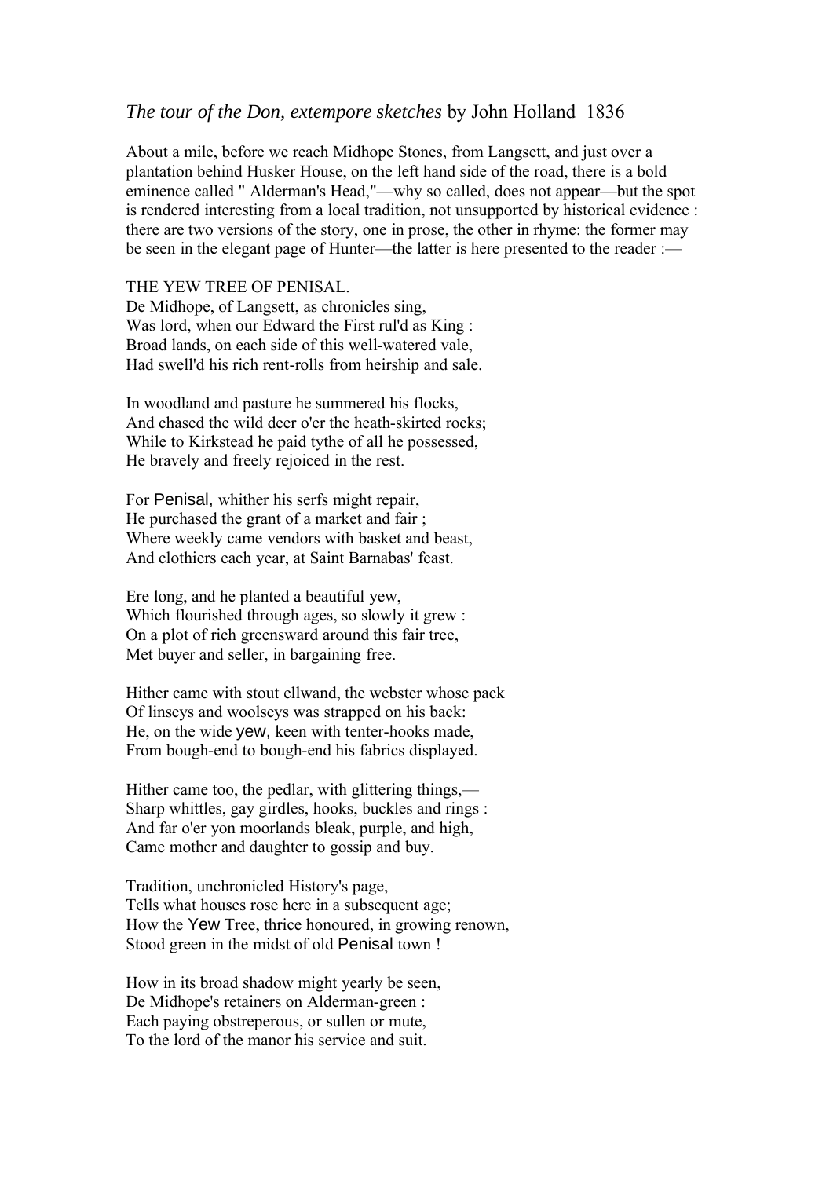*The tour of the Don, extempore sketches* by John Holland 1836

About a mile, before we reach Midhope Stones, from Langsett, and just over a plantation behind Husker House, on the left hand side of the road, there is a bold eminence called " Alderman's Head,"—why so called, does not appear—but the spot is rendered interesting from a local tradition, not unsupported by historical evidence : there are two versions of the story, one in prose, the other in rhyme: the former may be seen in the elegant page of Hunter—the latter is here presented to the reader :—

THE YEW TREE OF PENISAL.
De Midhope, of Langsett, as chronicles sing,
Was lord, when our Edward the First rul'd as King :
Broad lands, on each side of this well-watered vale,
Had swell'd his rich rent-rolls from heirship and sale.

In woodland and pasture he summered his flocks,
And chased the wild deer o'er the heath-skirted rocks;
While to Kirkstead he paid tythe of all he possessed,
He bravely and freely rejoiced in the rest.

For Penisal, whither his serfs might repair,
He purchased the grant of a market and fair ;
Where weekly came vendors with basket and beast,
And clothiers each year, at Saint Barnabas' feast.

Ere long, and he planted a beautiful yew,
Which flourished through ages, so slowly it grew :
On a plot of rich greensward around this fair tree,
Met buyer and seller, in bargaining free.

Hither came with stout ellwand, the webster whose pack
Of linseys and woolseys was strapped on his back:
He, on the wide yew, keen with tenter-hooks made,
From bough-end to bough-end his fabrics displayed.

Hither came too, the pedlar, with glittering things,—
Sharp whittles, gay girdles, hooks, buckles and rings :
And far o'er yon moorlands bleak, purple, and high,
Came mother and daughter to gossip and buy.

Tradition, unchronicled History's page,
Tells what houses rose here in a subsequent age;
How the Yew Tree, thrice honoured, in growing renown,
Stood green in the midst of old Penisal town !

How in its broad shadow might yearly be seen,
De Midhope's retainers on Alderman-green :
Each paying obstreperous, or sullen or mute,
To the lord of the manor his service and suit.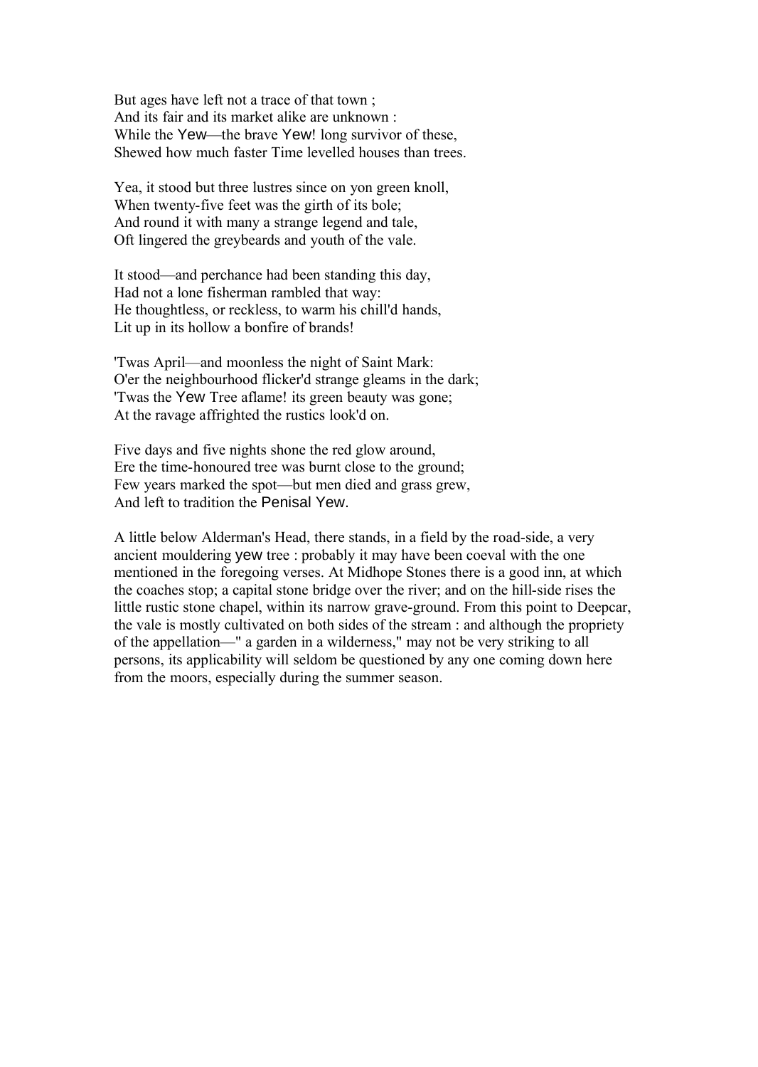But ages have left not a trace of that town ;
And its fair and its market alike are unknown :
While the Yew—the brave Yew! long survivor of these,
Shewed how much faster Time levelled houses than trees.

Yea, it stood but three lustres since on yon green knoll,
When twenty-five feet was the girth of its bole;
And round it with many a strange legend and tale,
Oft lingered the greybeards and youth of the vale.

It stood—and perchance had been standing this day,
Had not a lone fisherman rambled that way:
He thoughtless, or reckless, to warm his chill'd hands,
Lit up in its hollow a bonfire of brands!

'Twas April—and moonless the night of Saint Mark:
O'er the neighbourhood flicker'd strange gleams in the dark;
'Twas the Yew Tree aflame! its green beauty was gone;
At the ravage affrighted the rustics look'd on.

Five days and five nights shone the red glow around,
Ere the time-honoured tree was burnt close to the ground;
Few years marked the spot—but men died and grass grew,
And left to tradition the Penisal Yew.

A little below Alderman's Head, there stands, in a field by the road-side, a very ancient mouldering yew tree : probably it may have been coeval with the one mentioned in the foregoing verses. At Midhope Stones there is a good inn, at which the coaches stop; a capital stone bridge over the river; and on the hill-side rises the little rustic stone chapel, within its narrow grave-ground. From this point to Deepcar, the vale is mostly cultivated on both sides of the stream : and although the propriety of the appellation—" a garden in a wilderness," may not be very striking to all persons, its applicability will seldom be questioned by any one coming down here from the moors, especially during the summer season.